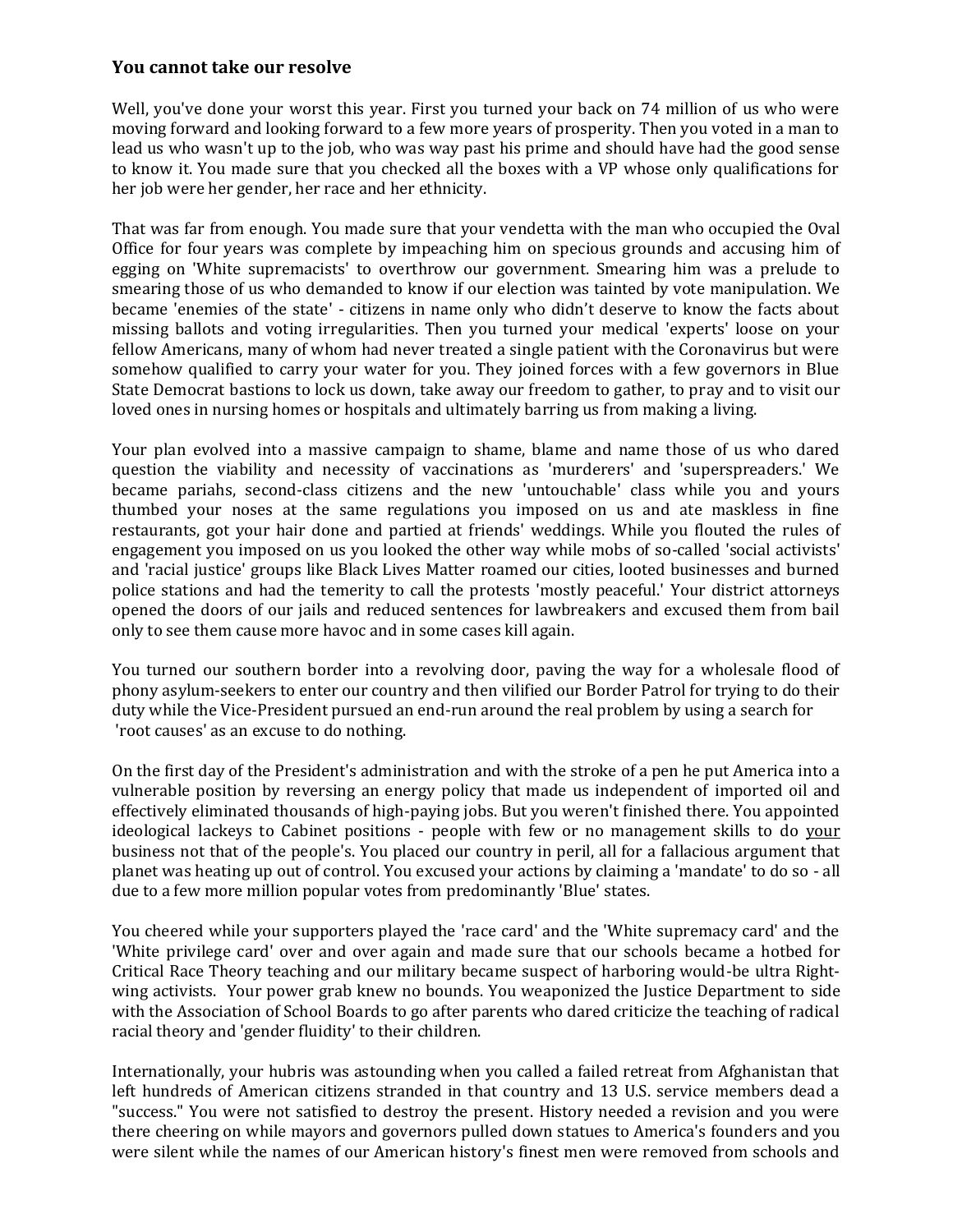### You cannot take our resolve

Well, you've done your worst this year. First you turned your back on 74 million of us who were moving forward and looking forward to a few more years of prosperity. Then you voted in a man to lead us who wasn't up to the job, who was way past his prime and should have had the good sense to know it. You made sure that you checked all the boxes with a VP whose only qualifications for her job were her gender, her race and her ethnicity.

That was far from enough. You made sure that your vendetta with the man who occupied the Oval Office for four years was complete by impeaching him on specious grounds and accusing him of egging on 'White supremacists' to overthrow our government. Smearing him was a prelude to smearing those of us who demanded to know if our election was tainted by vote manipulation. We became 'enemies of the state' - citizens in name only who didn't deserve to know the facts about missing ballots and voting irregularities. Then you turned your medical 'experts' loose on your fellow Americans, many of whom had never treated a single patient with the Coronavirus but were somehow qualified to carry your water for you. They joined forces with a few governors in Blue State Democrat bastions to lock us down, take away our freedom to gather, to pray and to visit our loved ones in nursing homes or hospitals and ultimately barring us from making a living.

Your plan evolved into a massive campaign to shame, blame and name those of us who dared question the viability and necessity of vaccinations as 'murderers' and 'superspreaders.' We became pariahs, second-class citizens and the new 'untouchable' class while you and yours thumbed your noses at the same regulations you imposed on us and ate maskless in fine restaurants, got your hair done and partied at friends' weddings. While you flouted the rules of engagement you imposed on us you looked the other way while mobs of so-called 'social activists' and 'racial justice' groups like Black Lives Matter roamed our cities, looted businesses and burned police stations and had the temerity to call the protests 'mostly peaceful.' Your district attorneys opened the doors of our jails and reduced sentences for lawbreakers and excused them from bail only to see them cause more havoc and in some cases kill again.

You turned our southern border into a revolving door, paving the way for a wholesale flood of phony asylum-seekers to enter our country and then vilified our Border Patrol for trying to do their duty while the Vice-President pursued an end-run around the real problem by using a search for 'root causes' as an excuse to do nothing.

On the first day of the President's administration and with the stroke of a pen he put America into a vulnerable position by reversing an energy policy that made us independent of imported oil and effectively eliminated thousands of high-paying jobs. But you weren't finished there. You appointed ideological lackeys to Cabinet positions - people with few or no management skills to do <u>your</u> business not that of the people's. You placed our country in peril, all for a fallacious argument that planet was heating up out of control. You excused your actions by claiming a 'mandate' to do so - all due to a few more million popular votes from predominantly 'Blue' states.

You cheered while your supporters played the 'race card' and the 'White supremacy card' and the 'White privilege card' over and over again and made sure that our schools became a hotbed for Critical Race Theory teaching and our military became suspect of harboring would-be ultra Right-wing activists. Your power grab knew no bounds. You weaponized the Justice Department to side with the Association of School Boards to go after parents who dared criticize the teaching of radical racial theory and 'gender fluidity' to their children.

Internationally, your hubris was astounding when you called a failed retreat from Afghanistan that left hundreds of American citizens stranded in that country and 13 U.S. service members dead a "success." You were not satisfied to destroy the present. History needed a revision and you were there cheering on while mayors and governors pulled down statues to America's founders and you were silent while the names of our American history's finest men were removed from schools and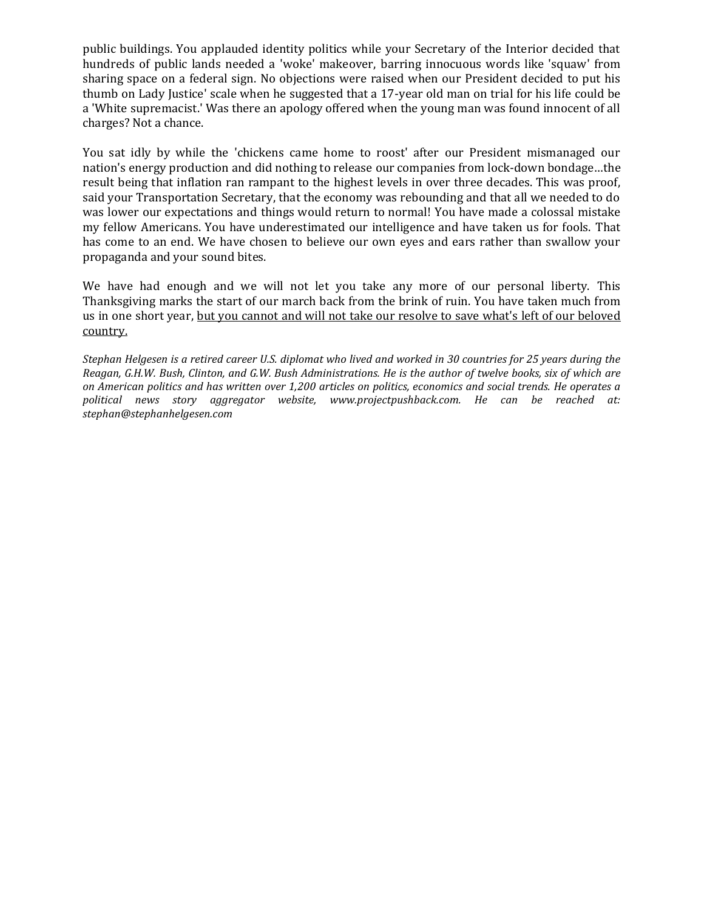public buildings. You applauded identity politics while your Secretary of the Interior decided that hundreds of public lands needed a 'woke' makeover, barring innocuous words like 'squaw' from sharing space on a federal sign. No objections were raised when our President decided to put his thumb on Lady Justice' scale when he suggested that a 17-year old man on trial for his life could be a 'White supremacist.' Was there an apology offered when the young man was found innocent of all charges? Not a chance.

You sat idly by while the 'chickens came home to roost' after our President mismanaged our nation's energy production and did nothing to release our companies from lock-down bondage…the result being that inflation ran rampant to the highest levels in over three decades. This was proof, said your Transportation Secretary, that the economy was rebounding and that all we needed to do was lower our expectations and things would return to normal! You have made a colossal mistake my fellow Americans. You have underestimated our intelligence and have taken us for fools. That has come to an end. We have chosen to believe our own eyes and ears rather than swallow your propaganda and your sound bites.

We have had enough and we will not let you take any more of our personal liberty. This Thanksgiving marks the start of our march back from the brink of ruin. You have taken much from us in one short year, <u>but you cannot and will not take our resolve to save what's left of our beloved country.</u>

*Stephan Helgesen is a retired career U.S. diplomat who lived and worked in 30 countries for 25 years during the Reagan, G.H.W. Bush, Clinton, and G.W. Bush Administrations. He is the author of twelve books, six of which are on American politics and has written over 1,200 articles on politics, economics and social trends. He operates a political news story aggregator website, www.projectpushback.com. He can be reached at: stephan@stephanhelgesen.com*